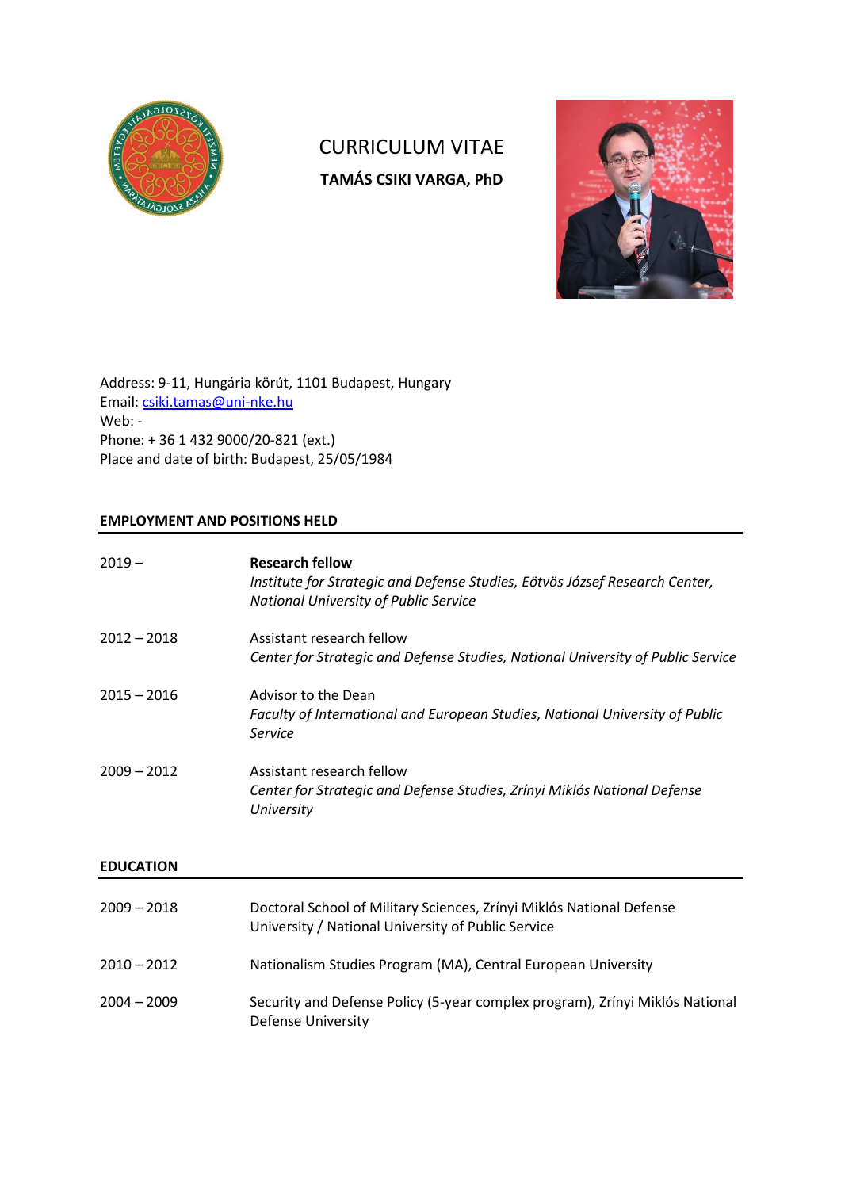# CURRICULUM VITAE

**TAMÁS CSIKI VARGA, PhD**

Address: 9-11, Hungária körút, 1101 Budapest, Hungary
Email: csiki.tamas@uni-nke.hu
Web: -
Phone: + 36 1 432 9000/20-821 (ext.)
Place and date of birth: Budapest, 25/05/1984

## EMPLOYMENT AND POSITIONS HELD

| | |
|---|---|
| 2019 – | **Research fellow**<br>*Institute for Strategic and Defense Studies, Eötvös József Research Center, National University of Public Service* |
| 2012 – 2018 | Assistant research fellow<br>*Center for Strategic and Defense Studies, National University of Public Service* |
| 2015 – 2016 | Advisor to the Dean<br>*Faculty of International and European Studies, National University of Public Service* |
| 2009 – 2012 | Assistant research fellow<br>*Center for Strategic and Defense Studies, Zrínyi Miklós National Defense University* |

## EDUCATION

| | |
|---|---|
| 2009 – 2018 | Doctoral School of Military Sciences, Zrínyi Miklós National Defense University / National University of Public Service |
| 2010 – 2012 | Nationalism Studies Program (MA), Central European University |
| 2004 – 2009 | Security and Defense Policy (5-year complex program), Zrínyi Miklós National Defense University |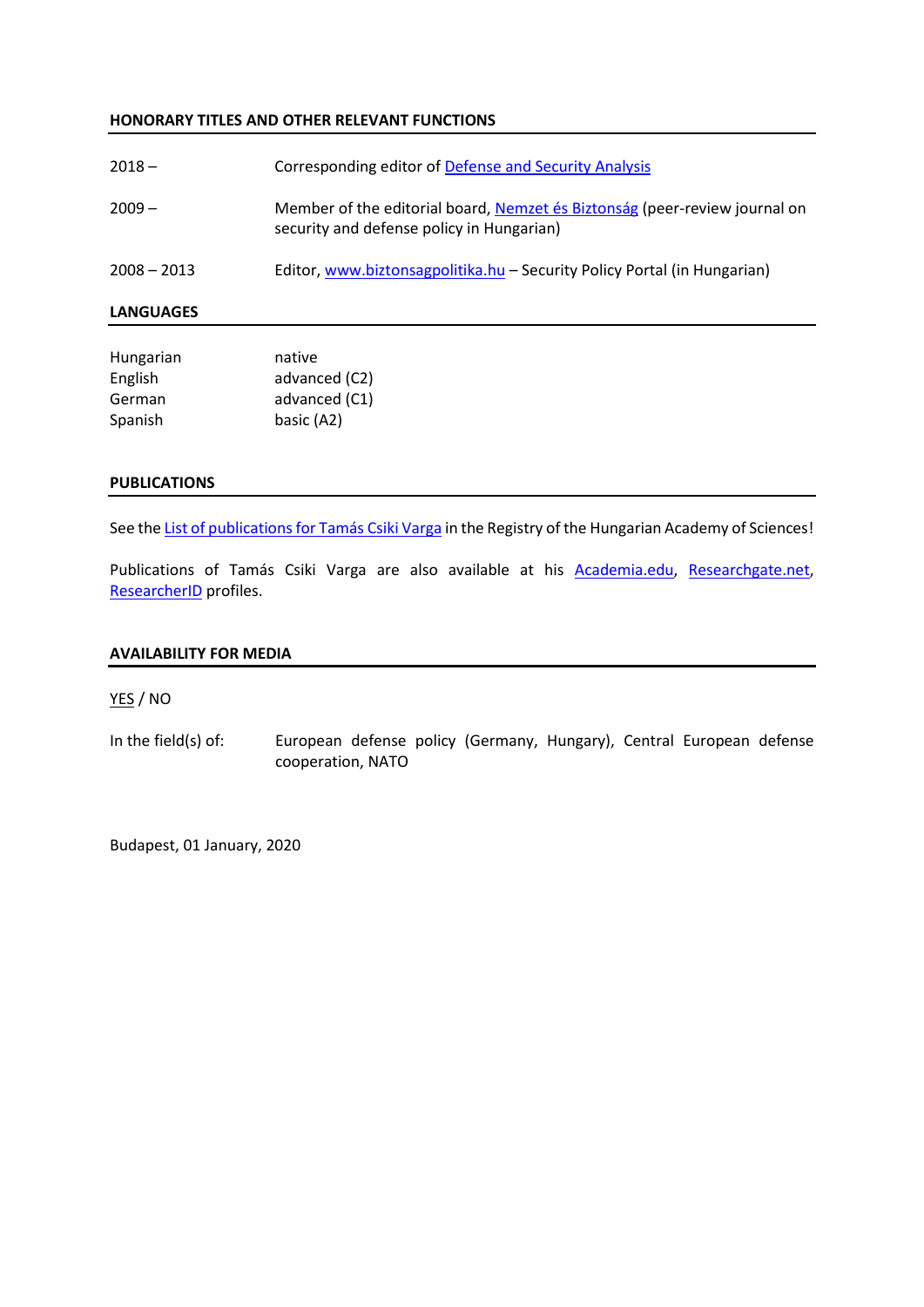## HONORARY TITLES AND OTHER RELEVANT FUNCTIONS

| | |
|---|---|
| 2018 – | Corresponding editor of Defense and Security Analysis |
| 2009 – | Member of the editorial board, Nemzet és Biztonság (peer-review journal on security and defense policy in Hungarian) |
| 2008 – 2013 | Editor, www.biztonsagpolitika.hu – Security Policy Portal (in Hungarian) |

## LANGUAGES

| | |
|---|---|
| Hungarian | native |
| English | advanced (C2) |
| German | advanced (C1) |
| Spanish | basic (A2) |

## PUBLICATIONS

See the List of publications for Tamás Csiki Varga in the Registry of the Hungarian Academy of Sciences!

Publications of Tamás Csiki Varga are also available at his Academia.edu, Researchgate.net, ResearcherID profiles.

## AVAILABILITY FOR MEDIA

YES / NO

In the field(s) of: European defense policy (Germany, Hungary), Central European defense cooperation, NATO

Budapest, 01 January, 2020